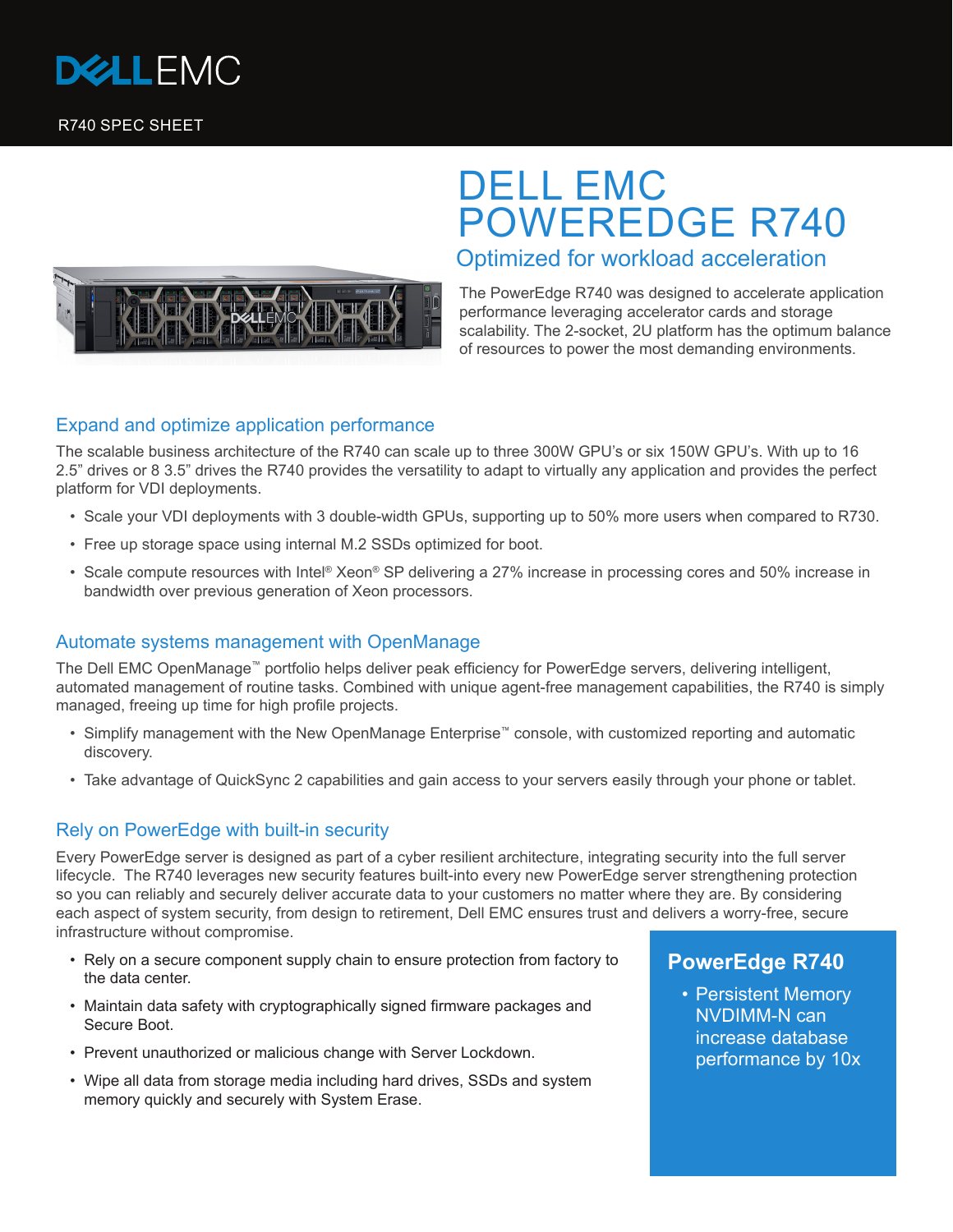DELL EMC

R740 SPEC SHEET

# DELL EMC POWEREDGE R740

## Optimized for workload acceleration

The PowerEdge R740 was designed to accelerate application performance leveraging accelerator cards and storage scalability. The 2-socket, 2U platform has the optimum balance of resources to power the most demanding environments.

### Expand and optimize application performance

The scalable business architecture of the R740 can scale up to three 300W GPU's or six 150W GPU's. With up to 16 2.5" drives or 8 3.5" drives the R740 provides the versatility to adapt to virtually any application and provides the perfect platform for VDI deployments.

- Scale your VDI deployments with 3 double-width GPUs, supporting up to 50% more users when compared to R730.
- Free up storage space using internal M.2 SSDs optimized for boot.
- Scale compute resources with Intel® Xeon® SP delivering a 27% increase in processing cores and 50% increase in bandwidth over previous generation of Xeon processors.

### Automate systems management with OpenManage

The Dell EMC OpenManage™ portfolio helps deliver peak efficiency for PowerEdge servers, delivering intelligent, automated management of routine tasks. Combined with unique agent-free management capabilities, the R740 is simply managed, freeing up time for high profile projects.

- Simplify management with the New OpenManage Enterprise™ console, with customized reporting and automatic discovery.
- Take advantage of QuickSync 2 capabilities and gain access to your servers easily through your phone or tablet.

### Rely on PowerEdge with built-in security

Every PowerEdge server is designed as part of a cyber resilient architecture, integrating security into the full server lifecycle. The R740 leverages new security features built-into every new PowerEdge server strengthening protection so you can reliably and securely deliver accurate data to your customers no matter where they are. By considering each aspect of system security, from design to retirement, Dell EMC ensures trust and delivers a worry-free, secure infrastructure without compromise.

- Rely on a secure component supply chain to ensure protection from factory to the data center.
- Maintain data safety with cryptographically signed firmware packages and Secure Boot.
- Prevent unauthorized or malicious change with Server Lockdown.
- Wipe all data from storage media including hard drives, SSDs and system memory quickly and securely with System Erase.

**PowerEdge R740**

- Persistent Memory NVDIMM-N can increase database performance by 10x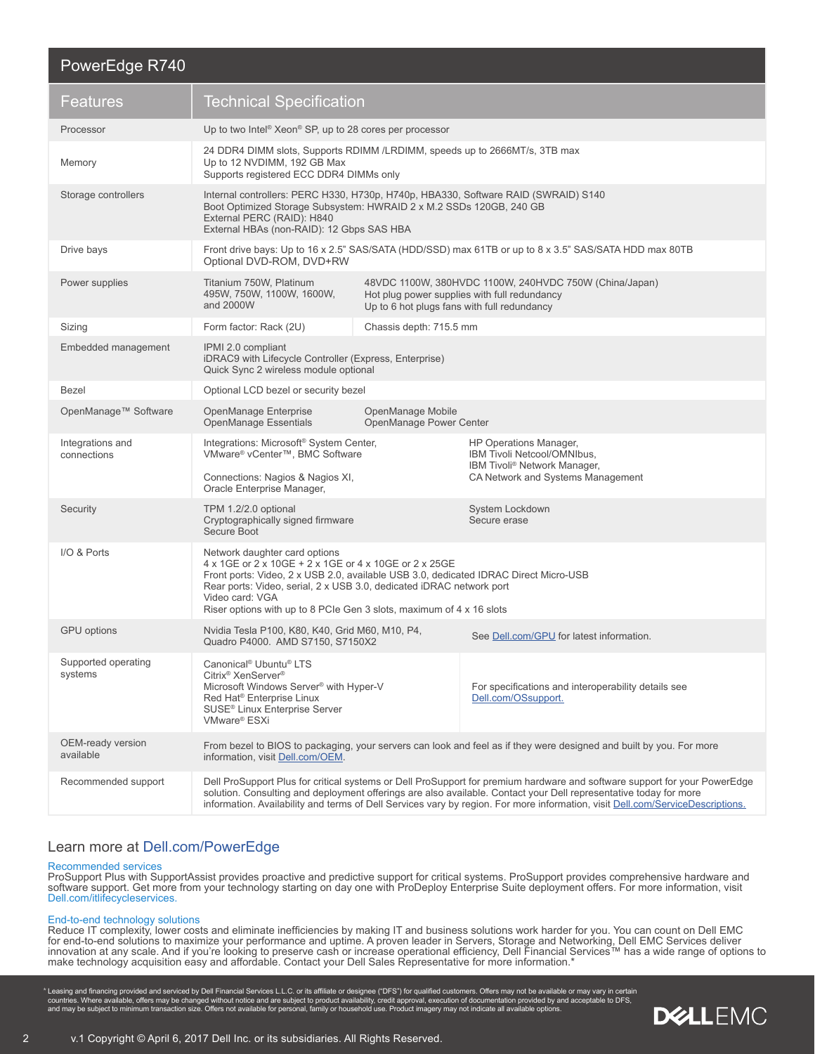## PowerEdge R740

| Features | Technical Specification |
|---|---|
| Processor | Up to two Intel® Xeon® SP, up to 28 cores per processor |
| Memory | 24 DDR4 DIMM slots, Supports RDIMM /LRDIMM, speeds up to 2666MT/s, 3TB max<br>Up to 12 NVDIMM, 192 GB Max<br>Supports registered ECC DDR4 DIMMs only |
| Storage controllers | Internal controllers: PERC H330, H730p, H740p, HBA330, Software RAID (SWRAID) S140<br>Boot Optimized Storage Subsystem: HWRAID 2 x M.2 SSDs 120GB, 240 GB<br>External PERC (RAID): H840<br>External HBAs (non-RAID): 12 Gbps SAS HBA |
| Drive bays | Front drive bays: Up to 16 x 2.5" SAS/SATA (HDD/SSD) max 61TB or up to 8 x 3.5" SAS/SATA HDD max 80TB<br>Optional DVD-ROM, DVD+RW |
| Power supplies | Titanium 750W, Platinum 495W, 750W, 1100W, 1600W, and 2000W<br>48VDC 1100W, 380HVDC 1100W, 240HVDC 750W (China/Japan)<br>Hot plug power supplies with full redundancy<br>Up to 6 hot plugs fans with full redundancy |
| Sizing | Form factor: Rack (2U)<br>Chassis depth: 715.5 mm |
| Embedded management | IPMI 2.0 compliant<br>iDRAC9 with Lifecycle Controller (Express, Enterprise)<br>Quick Sync 2 wireless module optional |
| Bezel | Optional LCD bezel or security bezel |
| OpenManage™ Software | OpenManage Enterprise<br>OpenManage Essentials<br>OpenManage Mobile<br>OpenManage Power Center |
| Integrations and connections | Integrations: Microsoft® System Center, VMware® vCenter™, BMC Software<br>Connections: Nagios & Nagios XI, Oracle Enterprise Manager,<br>HP Operations Manager, IBM Tivoli Netcool/OMNIbus, IBM Tivoli® Network Manager, CA Network and Systems Management |
| Security | TPM 1.2/2.0 optional<br>Cryptographically signed firmware<br>Secure Boot<br>System Lockdown<br>Secure erase |
| I/O & Ports | Network daughter card options<br>4 x 1GE or 2 x 10GE + 2 x 1GE or 4 x 10GE or 2 x 25GE<br>Front ports: Video, 2 x USB 2.0, available USB 3.0, dedicated IDRAC Direct Micro-USB<br>Rear ports: Video, serial, 2 x USB 3.0, dedicated iDRAC network port<br>Video card: VGA<br>Riser options with up to 8 PCIe Gen 3 slots, maximum of 4 x 16 slots |
| GPU options | Nvidia Tesla P100, K80, K40, Grid M60, M10, P4, Quadro P4000. AMD S7150, S7150X2<br>See Dell.com/GPU for latest information. |
| Supported operating systems | Canonical® Ubuntu® LTS<br>Citrix® XenServer®<br>Microsoft Windows Server® with Hyper-V<br>Red Hat® Enterprise Linux<br>SUSE® Linux Enterprise Server<br>VMware® ESXi<br>For specifications and interoperability details see Dell.com/OSsupport. |
| OEM-ready version available | From bezel to BIOS to packaging, your servers can look and feel as if they were designed and built by you. For more information, visit Dell.com/OEM. |
| Recommended support | Dell ProSupport Plus for critical systems or Dell ProSupport for premium hardware and software support for your PowerEdge solution. Consulting and deployment offerings are also available. Contact your Dell representative today for more information. Availability and terms of Dell Services vary by region. For more information, visit Dell.com/ServiceDescriptions. |

## Learn more at Dell.com/PowerEdge

**Recommended services**
ProSupport Plus with SupportAssist provides proactive and predictive support for critical systems. ProSupport provides comprehensive hardware and software support. Get more from your technology starting on day one with ProDeploy Enterprise Suite deployment offers. For more information, visit Dell.com/itlifecycleservices.

**End-to-end technology solutions**
Reduce IT complexity, lower costs and eliminate inefficiencies by making IT and business solutions work harder for you. You can count on Dell EMC for end-to-end solutions to maximize your performance and uptime. A proven leader in Servers, Storage and Networking, Dell EMC Services deliver innovation at any scale. And if you're looking to preserve cash or increase operational efficiency, Dell Financial Services™ has a wide range of options to make technology acquisition easy and affordable. Contact your Dell Sales Representative for more information.*

* Leasing and financing provided and serviced by Dell Financial Services L.L.C. or its affiliate or designee ("DFS") for qualified customers. Offers may not be available or may vary in certain countries. Where available, offers may be changed without notice and are subject to product availability, credit approval, execution of documentation provided by and acceptable to DFS, and may be subject to minimum transaction size. Offers not available for personal, family or household use. Product imagery may not indicate all available options.

DELL EMC

v.1 Copyright © April 6, 2017 Dell Inc. or its subsidiaries. All Rights Reserved.